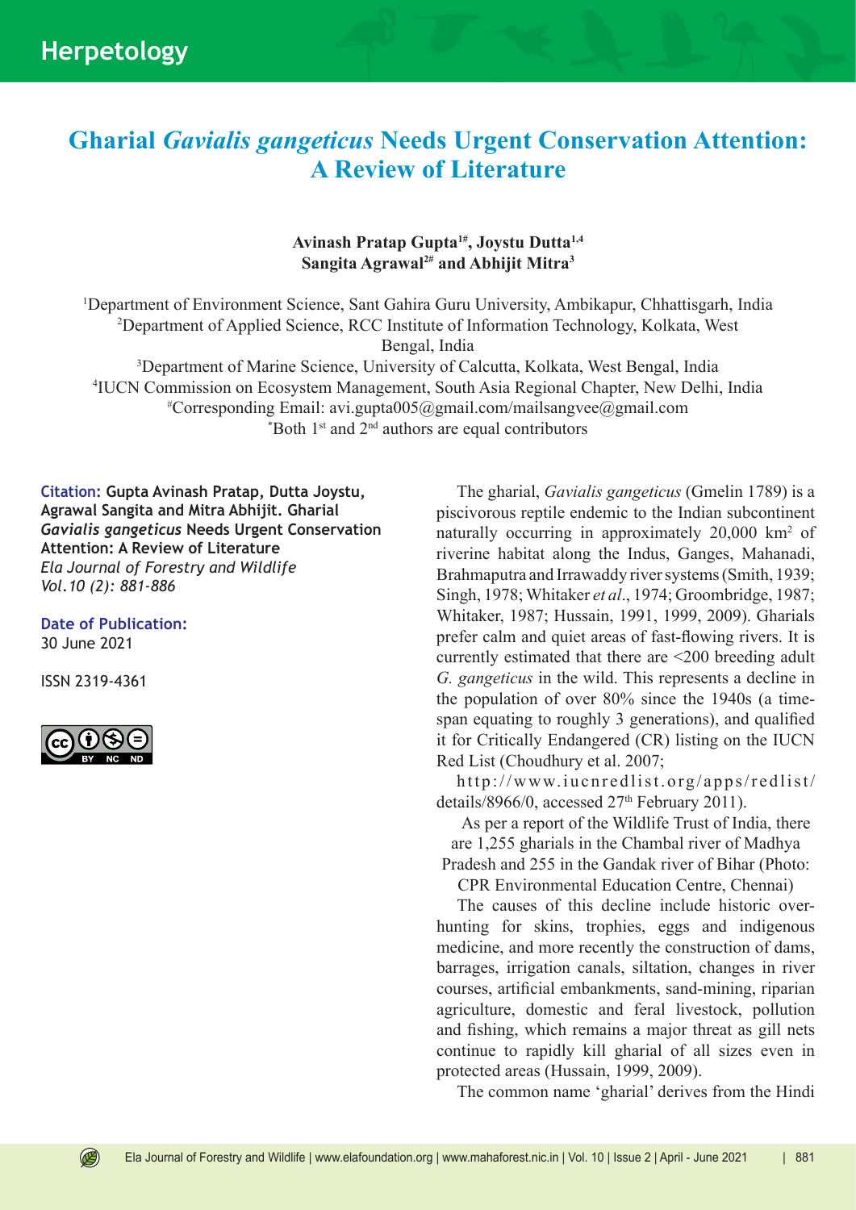Herpetology

# Gharial *Gavialis gangeticus* Needs Urgent Conservation Attention: A Review of Literature

**Avinash Pratap Gupta[1#], Joystu Dutta[1,4]**
**Sangita Agrawal[2#] and Abhijit Mitra[3]**

[1]Department of Environment Science, Sant Gahira Guru University, Ambikapur, Chhattisgarh, India
[2]Department of Applied Science, RCC Institute of Information Technology, Kolkata, West Bengal, India
[3]Department of Marine Science, University of Calcutta, Kolkata, West Bengal, India
[4]IUCN Commission on Ecosystem Management, South Asia Regional Chapter, New Delhi, India
[#]Corresponding Email: avi.gupta005@gmail.com/mailsangvee@gmail.com
[*]Both 1[st] and 2[nd] authors are equal contributors

**Citation:** **Gupta Avinash Pratap, Dutta Joystu, Agrawal Sangita and Mitra Abhijit. Gharial *Gavialis gangeticus* Needs Urgent Conservation Attention: A Review of Literature**
*Ela Journal of Forestry and Wildlife*
*Vol.10 (2): 881-886*

**Date of Publication:**
30 June 2021

ISSN 2319-4361

The gharial, *Gavialis gangeticus* (Gmelin 1789) is a piscivorous reptile endemic to the Indian subcontinent naturally occurring in approximately 20,000 km$^2$ of riverine habitat along the Indus, Ganges, Mahanadi, Brahmaputra and Irrawaddy river systems (Smith, 1939; Singh, 1978; Whitaker *et al*., 1974; Groombridge, 1987; Whitaker, 1987; Hussain, 1991, 1999, 2009). Gharials prefer calm and quiet areas of fast-flowing rivers. It is currently estimated that there are <200 breeding adult *G. gangeticus* in the wild. This represents a decline in the population of over 80% since the 1940s (a time-span equating to roughly 3 generations), and qualified it for Critically Endangered (CR) listing on the IUCN Red List (Choudhury et al. 2007; http://www.iucnredlist.org/apps/redlist/details/8966/0, accessed 27[th] February 2011).

As per a report of the Wildlife Trust of India, there are 1,255 gharials in the Chambal river of Madhya Pradesh and 255 in the Gandak river of Bihar (Photo: CPR Environmental Education Centre, Chennai)

The causes of this decline include historic over-hunting for skins, trophies, eggs and indigenous medicine, and more recently the construction of dams, barrages, irrigation canals, siltation, changes in river courses, artificial embankments, sand-mining, riparian agriculture, domestic and feral livestock, pollution and fishing, which remains a major threat as gill nets continue to rapidly kill gharial of all sizes even in protected areas (Hussain, 1999, 2009).

The common name 'gharial' derives from the Hindi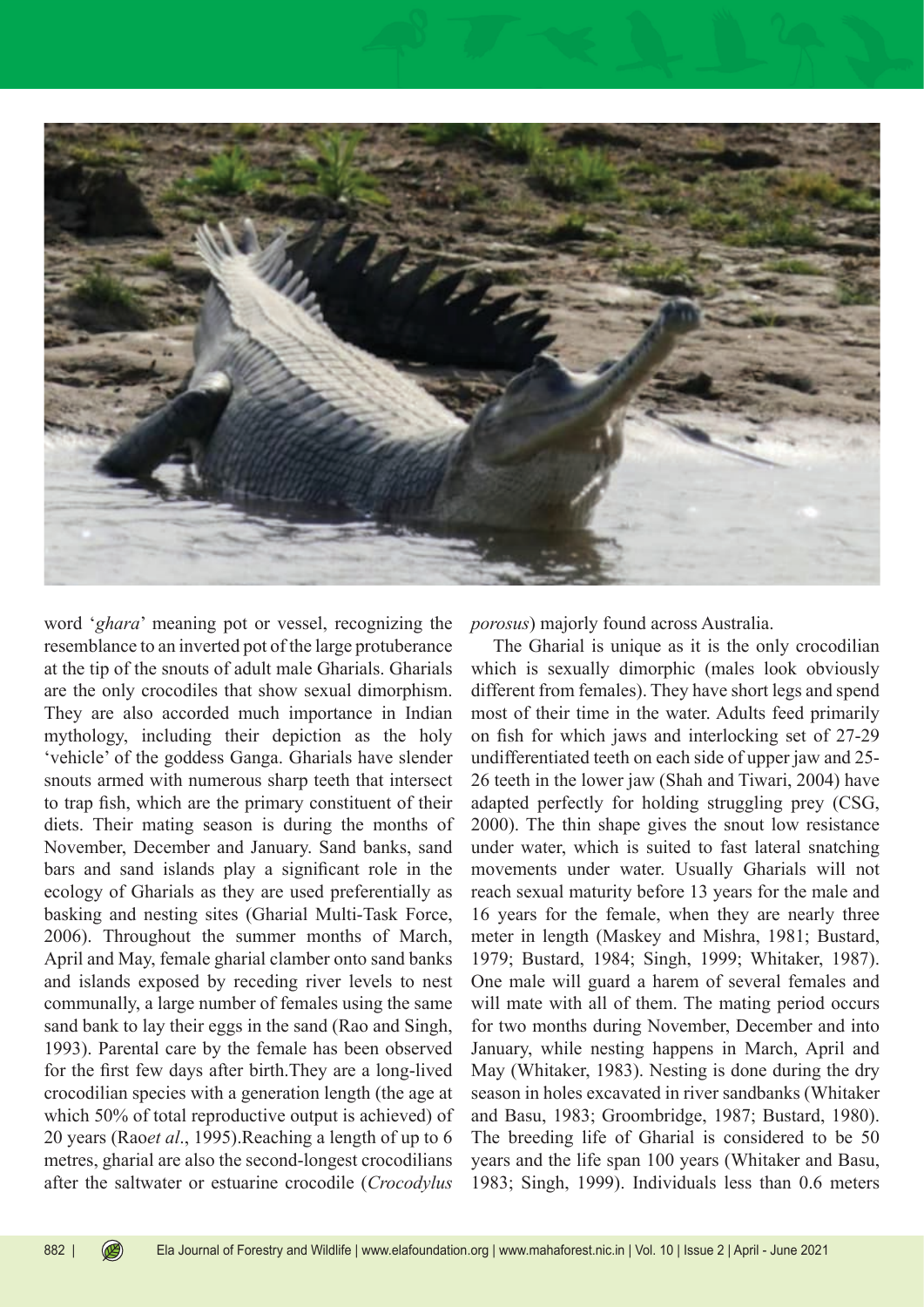word '*ghara*' meaning pot or vessel, recognizing the resemblance to an inverted pot of the large protuberance at the tip of the snouts of adult male Gharials. Gharials are the only crocodiles that show sexual dimorphism. They are also accorded much importance in Indian mythology, including their depiction as the holy 'vehicle' of the goddess Ganga. Gharials have slender snouts armed with numerous sharp teeth that intersect to trap fish, which are the primary constituent of their diets. Their mating season is during the months of November, December and January. Sand banks, sand bars and sand islands play a significant role in the ecology of Gharials as they are used preferentially as basking and nesting sites (Gharial Multi-Task Force, 2006). Throughout the summer months of March, April and May, female gharial clamber onto sand banks and islands exposed by receding river levels to nest communally, a large number of females using the same sand bank to lay their eggs in the sand (Rao and Singh, 1993). Parental care by the female has been observed for the first few days after birth.They are a long-lived crocodilian species with a generation length (the age at which 50% of total reproductive output is achieved) of 20 years (Rao*et al*., 1995).Reaching a length of up to 6 metres, gharial are also the second-longest crocodilians after the saltwater or estuarine crocodile (*Crocodylus porosus*) majorly found across Australia.

The Gharial is unique as it is the only crocodilian which is sexually dimorphic (males look obviously different from females). They have short legs and spend most of their time in the water. Adults feed primarily on fish for which jaws and interlocking set of 27-29 undifferentiated teeth on each side of upper jaw and 25-26 teeth in the lower jaw (Shah and Tiwari, 2004) have adapted perfectly for holding struggling prey (CSG, 2000). The thin shape gives the snout low resistance under water, which is suited to fast lateral snatching movements under water. Usually Gharials will not reach sexual maturity before 13 years for the male and 16 years for the female, when they are nearly three meter in length (Maskey and Mishra, 1981; Bustard, 1979; Bustard, 1984; Singh, 1999; Whitaker, 1987). One male will guard a harem of several females and will mate with all of them. The mating period occurs for two months during November, December and into January, while nesting happens in March, April and May (Whitaker, 1983). Nesting is done during the dry season in holes excavated in river sandbanks (Whitaker and Basu, 1983; Groombridge, 1987; Bustard, 1980). The breeding life of Gharial is considered to be 50 years and the life span 100 years (Whitaker and Basu, 1983; Singh, 1999). Individuals less than 0.6 meters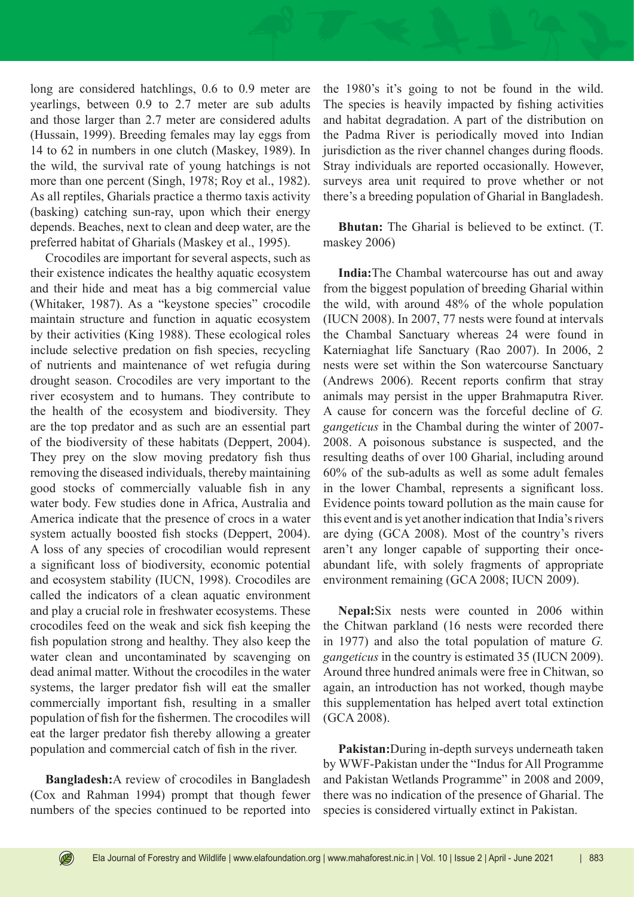long are considered hatchlings, 0.6 to 0.9 meter are yearlings, between 0.9 to 2.7 meter are sub adults and those larger than 2.7 meter are considered adults (Hussain, 1999). Breeding females may lay eggs from 14 to 62 in numbers in one clutch (Maskey, 1989). In the wild, the survival rate of young hatchings is not more than one percent (Singh, 1978; Roy et al., 1982). As all reptiles, Gharials practice a thermo taxis activity (basking) catching sun-ray, upon which their energy depends. Beaches, next to clean and deep water, are the preferred habitat of Gharials (Maskey et al., 1995).

Crocodiles are important for several aspects, such as their existence indicates the healthy aquatic ecosystem and their hide and meat has a big commercial value (Whitaker, 1987). As a "keystone species" crocodile maintain structure and function in aquatic ecosystem by their activities (King 1988). These ecological roles include selective predation on fish species, recycling of nutrients and maintenance of wet refugia during drought season. Crocodiles are very important to the river ecosystem and to humans. They contribute to the health of the ecosystem and biodiversity. They are the top predator and as such are an essential part of the biodiversity of these habitats (Deppert, 2004). They prey on the slow moving predatory fish thus removing the diseased individuals, thereby maintaining good stocks of commercially valuable fish in any water body. Few studies done in Africa, Australia and America indicate that the presence of crocs in a water system actually boosted fish stocks (Deppert, 2004). A loss of any species of crocodilian would represent a significant loss of biodiversity, economic potential and ecosystem stability (IUCN, 1998). Crocodiles are called the indicators of a clean aquatic environment and play a crucial role in freshwater ecosystems. These crocodiles feed on the weak and sick fish keeping the fish population strong and healthy. They also keep the water clean and uncontaminated by scavenging on dead animal matter. Without the crocodiles in the water systems, the larger predator fish will eat the smaller commercially important fish, resulting in a smaller population of fish for the fishermen. The crocodiles will eat the larger predator fish thereby allowing a greater population and commercial catch of fish in the river.

**Bangladesh:** A review of crocodiles in Bangladesh (Cox and Rahman 1994) prompt that though fewer numbers of the species continued to be reported into the 1980's it's going to not be found in the wild. The species is heavily impacted by fishing activities and habitat degradation. A part of the distribution on the Padma River is periodically moved into Indian jurisdiction as the river channel changes during floods. Stray individuals are reported occasionally. However, surveys area unit required to prove whether or not there's a breeding population of Gharial in Bangladesh.

**Bhutan:** The Gharial is believed to be extinct. (T. maskey 2006)

**India:** The Chambal watercourse has out and away from the biggest population of breeding Gharial within the wild, with around 48% of the whole population (IUCN 2008). In 2007, 77 nests were found at intervals the Chambal Sanctuary whereas 24 were found in Katerniaghat life Sanctuary (Rao 2007). In 2006, 2 nests were set within the Son watercourse Sanctuary (Andrews 2006). Recent reports confirm that stray animals may persist in the upper Brahmaputra River. A cause for concern was the forceful decline of *G. gangeticus* in the Chambal during the winter of 2007-2008. A poisonous substance is suspected, and the resulting deaths of over 100 Gharial, including around 60% of the sub-adults as well as some adult females in the lower Chambal, represents a significant loss. Evidence points toward pollution as the main cause for this event and is yet another indication that India's rivers are dying (GCA 2008). Most of the country's rivers aren't any longer capable of supporting their once-abundant life, with solely fragments of appropriate environment remaining (GCA 2008; IUCN 2009).

**Nepal:** Six nests were counted in 2006 within the Chitwan parkland (16 nests were recorded there in 1977) and also the total population of mature *G. gangeticus* in the country is estimated 35 (IUCN 2009). Around three hundred animals were free in Chitwan, so again, an introduction has not worked, though maybe this supplementation has helped avert total extinction (GCA 2008).

**Pakistan:** During in-depth surveys underneath taken by WWF-Pakistan under the "Indus for All Programme and Pakistan Wetlands Programme" in 2008 and 2009, there was no indication of the presence of Gharial. The species is considered virtually extinct in Pakistan.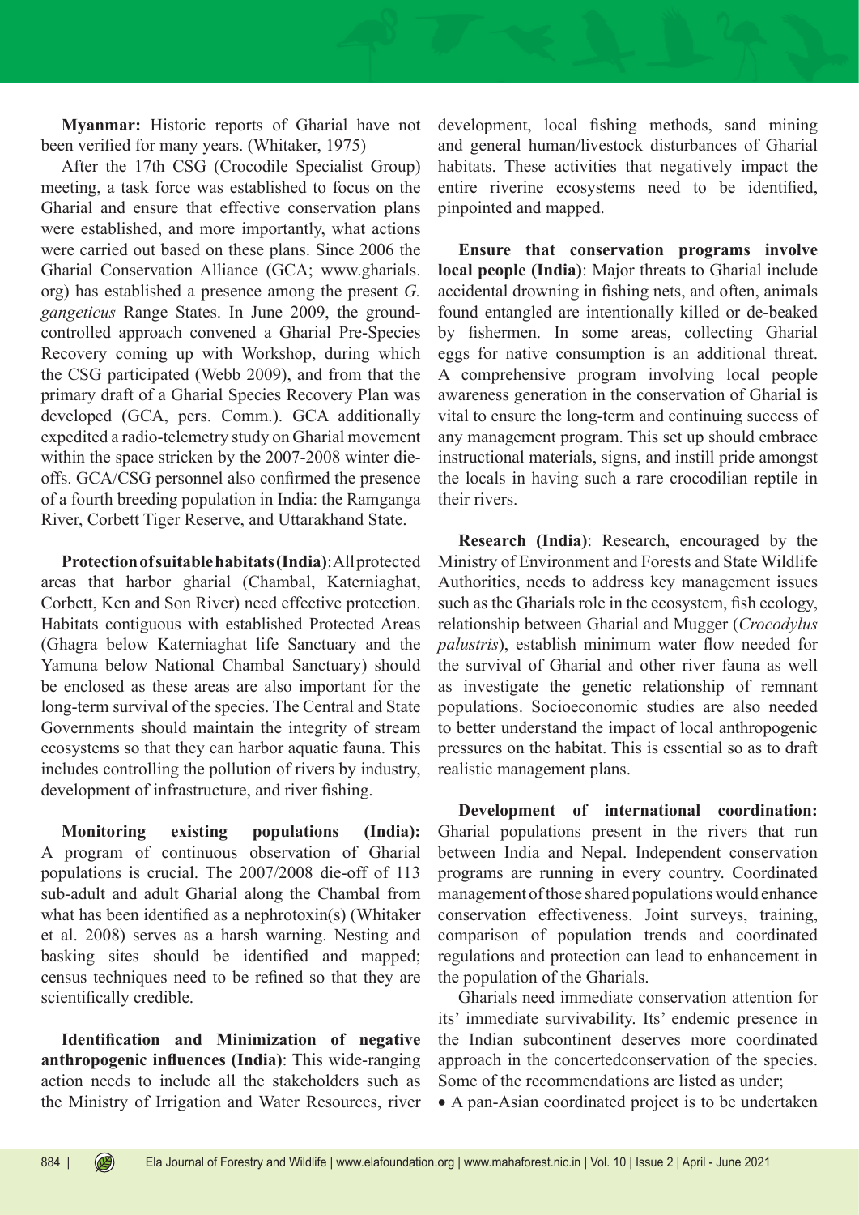**Myanmar:** Historic reports of Gharial have not been verified for many years. (Whitaker, 1975)

After the 17th CSG (Crocodile Specialist Group) meeting, a task force was established to focus on the Gharial and ensure that effective conservation plans were established, and more importantly, what actions were carried out based on these plans. Since 2006 the Gharial Conservation Alliance (GCA; www.gharials.org) has established a presence among the present *G. gangeticus* Range States. In June 2009, the ground-controlled approach convened a Gharial Pre-Species Recovery coming up with Workshop, during which the CSG participated (Webb 2009), and from that the primary draft of a Gharial Species Recovery Plan was developed (GCA, pers. Comm.). GCA additionally expedited a radio-telemetry study on Gharial movement within the space stricken by the 2007-2008 winter die-offs. GCA/CSG personnel also confirmed the presence of a fourth breeding population in India: the Ramganga River, Corbett Tiger Reserve, and Uttarakhand State.

**Protection of suitable habitats (India)**: All protected areas that harbor gharial (Chambal, Katerniaghat, Corbett, Ken and Son River) need effective protection. Habitats contiguous with established Protected Areas (Ghagra below Katerniaghat life Sanctuary and the Yamuna below National Chambal Sanctuary) should be enclosed as these areas are also important for the long-term survival of the species. The Central and State Governments should maintain the integrity of stream ecosystems so that they can harbor aquatic fauna. This includes controlling the pollution of rivers by industry, development of infrastructure, and river fishing.

**Monitoring existing populations (India):** A program of continuous observation of Gharial populations is crucial. The 2007/2008 die-off of 113 sub-adult and adult Gharial along the Chambal from what has been identified as a nephrotoxin(s) (Whitaker et al. 2008) serves as a harsh warning. Nesting and basking sites should be identified and mapped; census techniques need to be refined so that they are scientifically credible.

**Identification and Minimization of negative anthropogenic influences (India)**: This wide-ranging action needs to include all the stakeholders such as the Ministry of Irrigation and Water Resources, river development, local fishing methods, sand mining and general human/livestock disturbances of Gharial habitats. These activities that negatively impact the entire riverine ecosystems need to be identified, pinpointed and mapped.

**Ensure that conservation programs involve local people (India)**: Major threats to Gharial include accidental drowning in fishing nets, and often, animals found entangled are intentionally killed or de-beaked by fishermen. In some areas, collecting Gharial eggs for native consumption is an additional threat. A comprehensive program involving local people awareness generation in the conservation of Gharial is vital to ensure the long-term and continuing success of any management program. This set up should embrace instructional materials, signs, and instill pride amongst the locals in having such a rare crocodilian reptile in their rivers.

**Research (India)**: Research, encouraged by the Ministry of Environment and Forests and State Wildlife Authorities, needs to address key management issues such as the Gharials role in the ecosystem, fish ecology, relationship between Gharial and Mugger (*Crocodylus palustris*), establish minimum water flow needed for the survival of Gharial and other river fauna as well as investigate the genetic relationship of remnant populations. Socioeconomic studies are also needed to better understand the impact of local anthropogenic pressures on the habitat. This is essential so as to draft realistic management plans.

**Development of international coordination:** Gharial populations present in the rivers that run between India and Nepal. Independent conservation programs are running in every country. Coordinated management of those shared populations would enhance conservation effectiveness. Joint surveys, training, comparison of population trends and coordinated regulations and protection can lead to enhancement in the population of the Gharials.

Gharials need immediate conservation attention for its' immediate survivability. Its' endemic presence in the Indian subcontinent deserves more coordinated approach in the concertedconservation of the species. Some of the recommendations are listed as under;

- A pan-Asian coordinated project is to be undertaken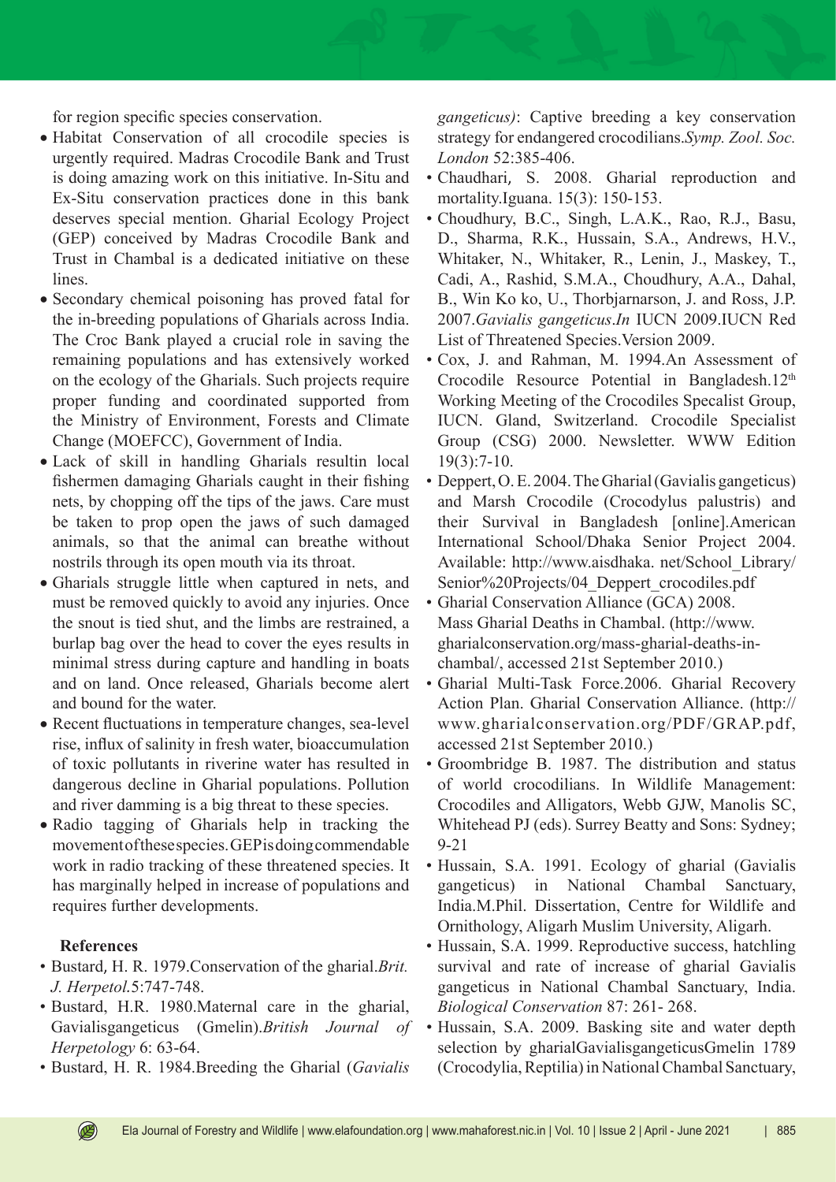for region specific species conservation.

- Habitat Conservation of all crocodile species is urgently required. Madras Crocodile Bank and Trust is doing amazing work on this initiative. In-Situ and Ex-Situ conservation practices done in this bank deserves special mention. Gharial Ecology Project (GEP) conceived by Madras Crocodile Bank and Trust in Chambal is a dedicated initiative on these lines.
- Secondary chemical poisoning has proved fatal for the in-breeding populations of Gharials across India. The Croc Bank played a crucial role in saving the remaining populations and has extensively worked on the ecology of the Gharials. Such projects require proper funding and coordinated supported from the Ministry of Environment, Forests and Climate Change (MOEFCC), Government of India.
- Lack of skill in handling Gharials resultin local fishermen damaging Gharials caught in their fishing nets, by chopping off the tips of the jaws. Care must be taken to prop open the jaws of such damaged animals, so that the animal can breathe without nostrils through its open mouth via its throat.
- Gharials struggle little when captured in nets, and must be removed quickly to avoid any injuries. Once the snout is tied shut, and the limbs are restrained, a burlap bag over the head to cover the eyes results in minimal stress during capture and handling in boats and on land. Once released, Gharials become alert and bound for the water.
- Recent fluctuations in temperature changes, sea-level rise, influx of salinity in fresh water, bioaccumulation of toxic pollutants in riverine water has resulted in dangerous decline in Gharial populations. Pollution and river damming is a big threat to these species.
- Radio tagging of Gharials help in tracking the movement of these species. GEP is doing commendable work in radio tracking of these threatened species. It has marginally helped in increase of populations and requires further developments.

## References

- Bustard, H. R. 1979.Conservation of the gharial.*Brit. J. Herpetol.*5:747-748.
- Bustard, H.R. 1980.Maternal care in the gharial, Gavialisgangeticus (Gmelin).*British Journal of Herpetology* 6: 63-64.
- Bustard, H. R. 1984.Breeding the Gharial (*Gavialis gangeticus)*: Captive breeding a key conservation strategy for endangered crocodilians.*Symp. Zool. Soc. London* 52:385-406.
- Chaudhari, S. 2008. Gharial reproduction and mortality.Iguana. 15(3): 150-153.
- Choudhury, B.C., Singh, L.A.K., Rao, R.J., Basu, D., Sharma, R.K., Hussain, S.A., Andrews, H.V., Whitaker, N., Whitaker, R., Lenin, J., Maskey, T., Cadi, A., Rashid, S.M.A., Choudhury, A.A., Dahal, B., Win Ko ko, U., Thorbjarnarson, J. and Ross, J.P. 2007.*Gavialis gangeticus*.*In* IUCN 2009.IUCN Red List of Threatened Species.Version 2009.
- Cox, J. and Rahman, M. 1994.An Assessment of Crocodile Resource Potential in Bangladesh.12th Working Meeting of the Crocodiles Specalist Group, IUCN. Gland, Switzerland. Crocodile Specialist Group (CSG) 2000. Newsletter. WWW Edition 19(3):7-10.
- Deppert, O. E. 2004. The Gharial (Gavialis gangeticus) and Marsh Crocodile (Crocodylus palustris) and their Survival in Bangladesh [online].American International School/Dhaka Senior Project 2004. Available: http://www.aisdhaka. net/School_Library/Senior%20Projects/04_Deppert_crocodiles.pdf
- Gharial Conservation Alliance (GCA) 2008. Mass Gharial Deaths in Chambal. (http://www.gharialconservation.org/mass-gharial-deaths-in-chambal/, accessed 21st September 2010.)
- Gharial Multi-Task Force.2006. Gharial Recovery Action Plan. Gharial Conservation Alliance. (http://www.gharialconservation.org/PDF/GRAP.pdf, accessed 21st September 2010.)
- Groombridge B. 1987. The distribution and status of world crocodilians. In Wildlife Management: Crocodiles and Alligators, Webb GJW, Manolis SC, Whitehead PJ (eds). Surrey Beatty and Sons: Sydney; 9-21
- Hussain, S.A. 1991. Ecology of gharial (Gavialis gangeticus) in National Chambal Sanctuary, India.M.Phil. Dissertation, Centre for Wildlife and Ornithology, Aligarh Muslim University, Aligarh.
- Hussain, S.A. 1999. Reproductive success, hatchling survival and rate of increase of gharial Gavialis gangeticus in National Chambal Sanctuary, India. *Biological Conservation* 87: 261- 268.
- Hussain, S.A. 2009. Basking site and water depth selection by gharialGavialisgangeticusGmelin 1789 (Crocodylia, Reptilia) in National Chambal Sanctuary,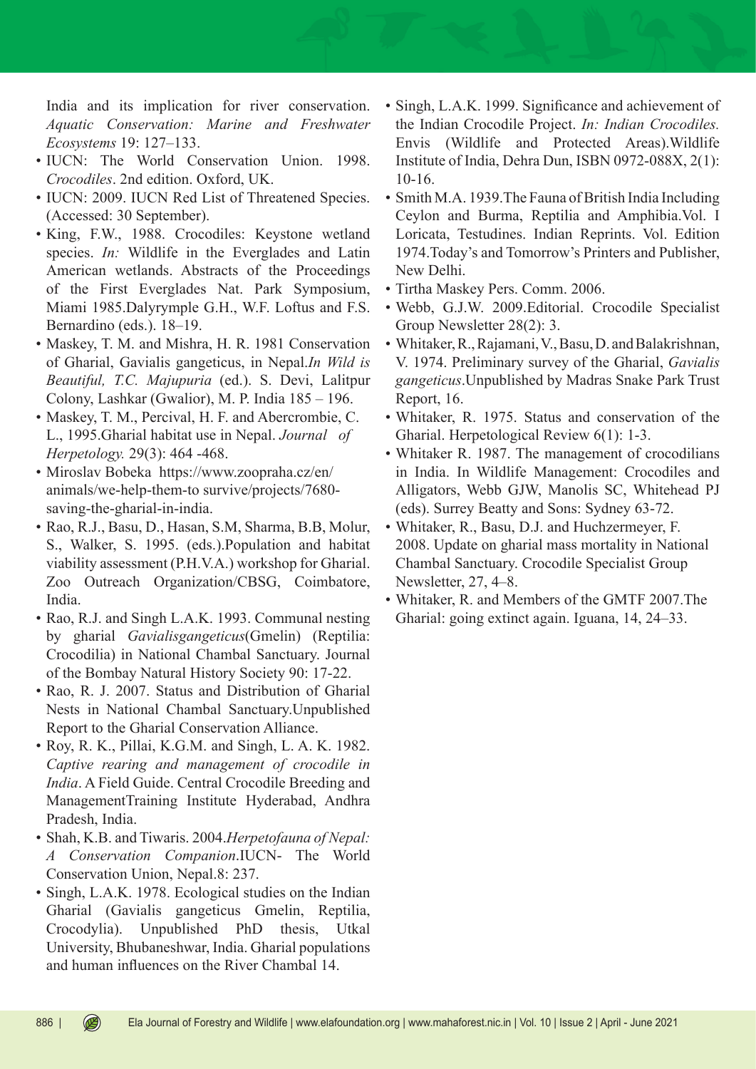India and its implication for river conservation. *Aquatic Conservation: Marine and Freshwater Ecosystems* 19: 127–133.

- IUCN: The World Conservation Union. 1998. *Crocodiles*. 2nd edition. Oxford, UK.
- IUCN: 2009. IUCN Red List of Threatened Species. (Accessed: 30 September).
- King, F.W., 1988. Crocodiles: Keystone wetland species. *In:* Wildlife in the Everglades and Latin American wetlands. Abstracts of the Proceedings of the First Everglades Nat. Park Symposium, Miami 1985.Dalyrymple G.H., W.F. Loftus and F.S. Bernardino (eds.). 18–19.
- Maskey, T. M. and Mishra, H. R. 1981 Conservation of Gharial, Gavialis gangeticus, in Nepal.*In Wild is Beautiful, T.C. Majupuria* (ed.). S. Devi, Lalitpur Colony, Lashkar (Gwalior), M. P. India 185 – 196.
- Maskey, T. M., Percival, H. F. and Abercrombie, C. L., 1995.Gharial habitat use in Nepal. *Journal of Herpetology.* 29(3): 464 -468.
- Miroslav Bobeka https://www.zoopraha.cz/en/animals/we-help-them-to survive/projects/7680-saving-the-gharial-in-india.
- Rao, R.J., Basu, D., Hasan, S.M, Sharma, B.B, Molur, S., Walker, S. 1995. (eds.).Population and habitat viability assessment (P.H.V.A.) workshop for Gharial. Zoo Outreach Organization/CBSG, Coimbatore, India.
- Rao, R.J. and Singh L.A.K. 1993. Communal nesting by gharial *Gavialisgangeticus*(Gmelin) (Reptilia: Crocodilia) in National Chambal Sanctuary. Journal of the Bombay Natural History Society 90: 17-22.
- Rao, R. J. 2007. Status and Distribution of Gharial Nests in National Chambal Sanctuary.Unpublished Report to the Gharial Conservation Alliance.
- Roy, R. K., Pillai, K.G.M. and Singh, L. A. K. 1982. *Captive rearing and management of crocodile in India*. A Field Guide. Central Crocodile Breeding and ManagementTraining Institute Hyderabad, Andhra Pradesh, India.
- Shah, K.B. and Tiwaris. 2004.*Herpetofauna of Nepal: A Conservation Companion*.IUCN- The World Conservation Union, Nepal.8: 237.
- Singh, L.A.K. 1978. Ecological studies on the Indian Gharial (Gavialis gangeticus Gmelin, Reptilia, Crocodylia). Unpublished PhD thesis, Utkal University, Bhubaneshwar, India. Gharial populations and human influences on the River Chambal 14.
- Singh, L.A.K. 1999. Significance and achievement of the Indian Crocodile Project. *In: Indian Crocodiles.* Envis (Wildlife and Protected Areas).Wildlife Institute of India, Dehra Dun, ISBN 0972-088X, 2(1): 10-16.
- Smith M.A. 1939.The Fauna of British India Including Ceylon and Burma, Reptilia and Amphibia.Vol. I Loricata, Testudines. Indian Reprints. Vol. Edition 1974.Today's and Tomorrow's Printers and Publisher, New Delhi.
- Tirtha Maskey Pers. Comm. 2006.
- Webb, G.J.W. 2009.Editorial. Crocodile Specialist Group Newsletter 28(2): 3.
- Whitaker, R., Rajamani, V., Basu, D. and Balakrishnan, V. 1974. Preliminary survey of the Gharial, *Gavialis gangeticus*.Unpublished by Madras Snake Park Trust Report, 16.
- Whitaker, R. 1975. Status and conservation of the Gharial. Herpetological Review 6(1): 1-3.
- Whitaker R. 1987. The management of crocodilians in India. In Wildlife Management: Crocodiles and Alligators, Webb GJW, Manolis SC, Whitehead PJ (eds). Surrey Beatty and Sons: Sydney 63-72.
- Whitaker, R., Basu, D.J. and Huchzermeyer, F. 2008. Update on gharial mass mortality in National Chambal Sanctuary. Crocodile Specialist Group Newsletter, 27, 4–8.
- Whitaker, R. and Members of the GMTF 2007.The Gharial: going extinct again. Iguana, 14, 24–33.